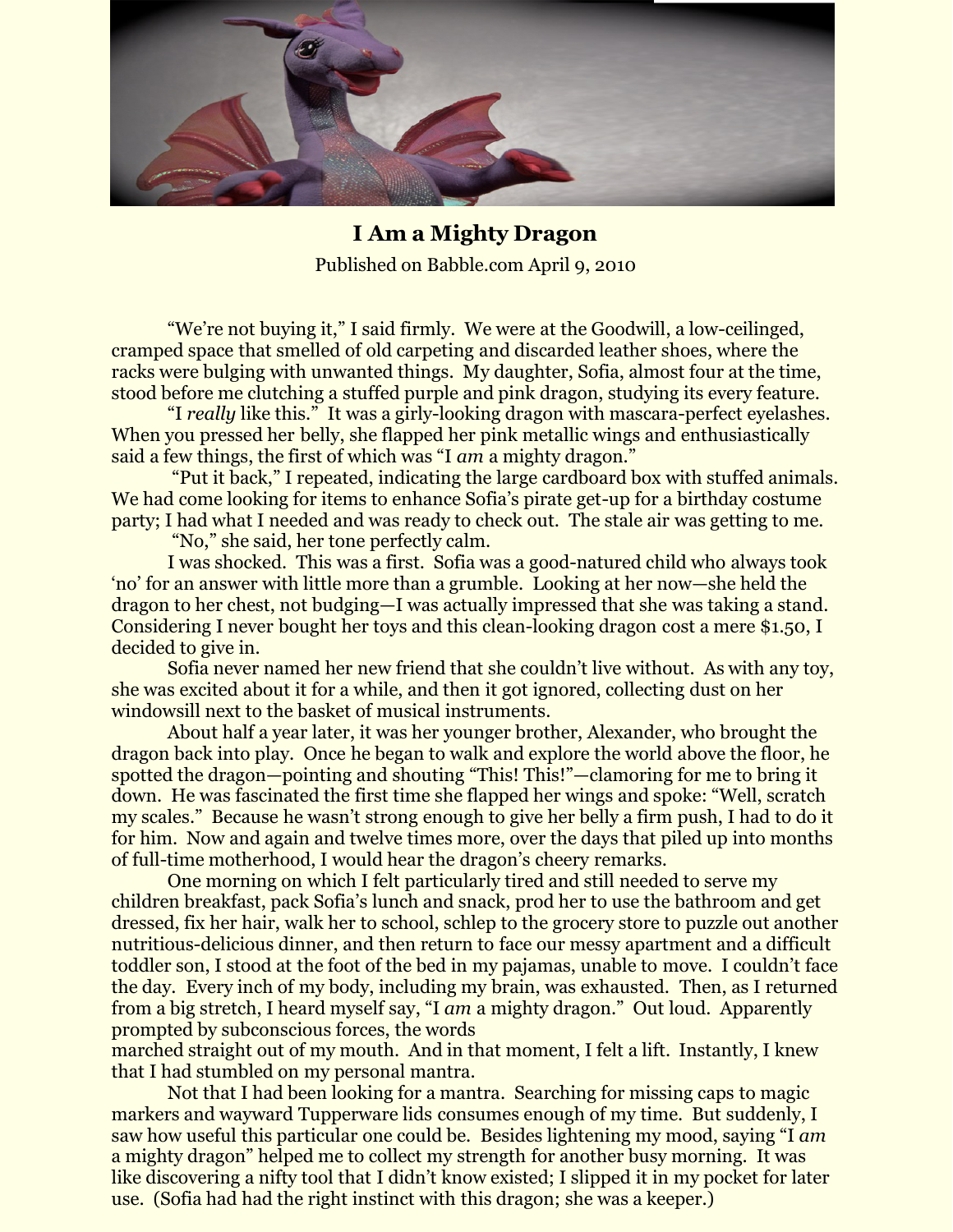# I Am a Mighty Dragon

Published on Babble.com April 9, 2010

"We're not buying it," I said firmly. We were at the Goodwill, a low-ceilinged, cramped space that smelled of old carpeting and discarded leather shoes, where the racks were bulging with unwanted things. My daughter, Sofia, almost four at the time, stood before me clutching a stuffed purple and pink dragon, studying its every feature.

"I *really* like this." It was a girly-looking dragon with mascara-perfect eyelashes. When you pressed her belly, she flapped her pink metallic wings and enthusiastically said a few things, the first of which was "I *am* a mighty dragon."

"Put it back," I repeated, indicating the large cardboard box with stuffed animals. We had come looking for items to enhance Sofia's pirate get-up for a birthday costume party; I had what I needed and was ready to check out. The stale air was getting to me.

"No," she said, her tone perfectly calm.

I was shocked. This was a first. Sofia was a good-natured child who always took 'no' for an answer with little more than a grumble. Looking at her now—she held the dragon to her chest, not budging—I was actually impressed that she was taking a stand. Considering I never bought her toys and this clean-looking dragon cost a mere $1.50, I decided to give in.

Sofia never named her new friend that she couldn't live without. As with any toy, she was excited about it for a while, and then it got ignored, collecting dust on her windowsill next to the basket of musical instruments.

About half a year later, it was her younger brother, Alexander, who brought the dragon back into play. Once he began to walk and explore the world above the floor, he spotted the dragon—pointing and shouting "This! This!"—clamoring for me to bring it down. He was fascinated the first time she flapped her wings and spoke: "Well, scratch my scales." Because he wasn't strong enough to give her belly a firm push, I had to do it for him. Now and again and twelve times more, over the days that piled up into months of full-time motherhood, I would hear the dragon's cheery remarks.

One morning on which I felt particularly tired and still needed to serve my children breakfast, pack Sofia's lunch and snack, prod her to use the bathroom and get dressed, fix her hair, walk her to school, schlep to the grocery store to puzzle out another nutritious-delicious dinner, and then return to face our messy apartment and a difficult toddler son, I stood at the foot of the bed in my pajamas, unable to move. I couldn't face the day. Every inch of my body, including my brain, was exhausted. Then, as I returned from a big stretch, I heard myself say, "I *am* a mighty dragon." Out loud. Apparently prompted by subconscious forces, the words marched straight out of my mouth. And in that moment, I felt a lift. Instantly, I knew that I had stumbled on my personal mantra.

Not that I had been looking for a mantra. Searching for missing caps to magic markers and wayward Tupperware lids consumes enough of my time. But suddenly, I saw how useful this particular one could be. Besides lightening my mood, saying "I *am* a mighty dragon" helped me to collect my strength for another busy morning. It was like discovering a nifty tool that I didn't know existed; I slipped it in my pocket for later use. (Sofia had had the right instinct with this dragon; she was a keeper.)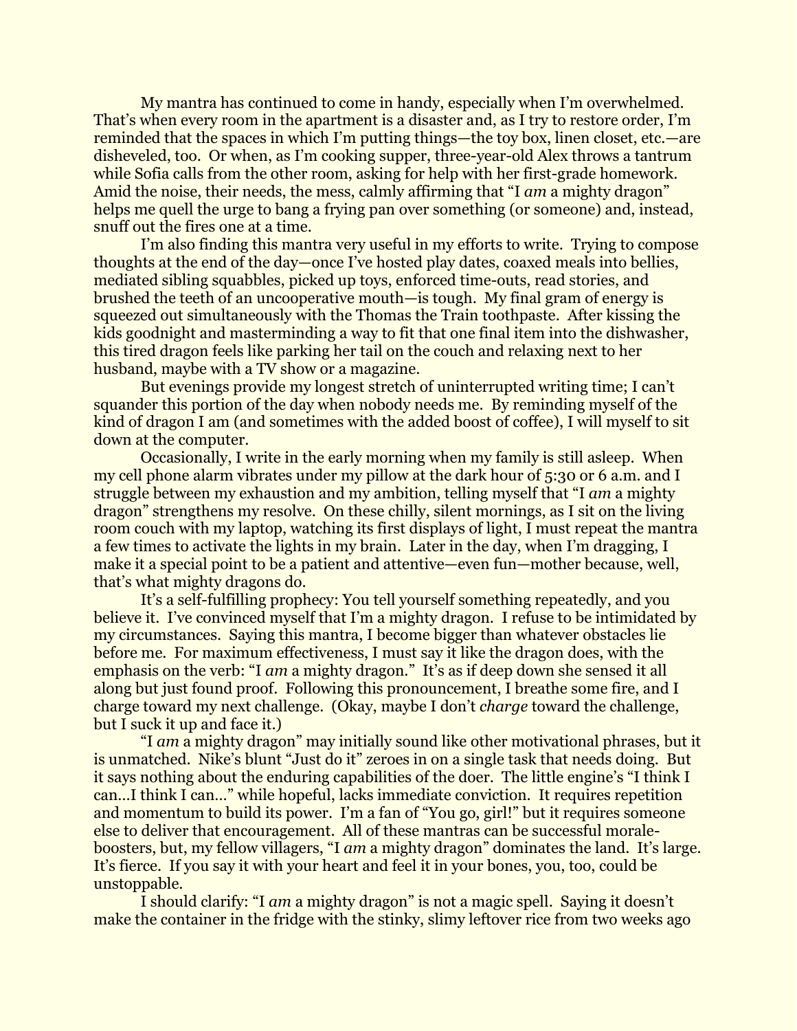My mantra has continued to come in handy, especially when I'm overwhelmed. That's when every room in the apartment is a disaster and, as I try to restore order, I'm reminded that the spaces in which I'm putting things—the toy box, linen closet, etc.—are disheveled, too. Or when, as I'm cooking supper, three-year-old Alex throws a tantrum while Sofia calls from the other room, asking for help with her first-grade homework. Amid the noise, their needs, the mess, calmly affirming that "I *am* a mighty dragon" helps me quell the urge to bang a frying pan over something (or someone) and, instead, snuff out the fires one at a time.

I'm also finding this mantra very useful in my efforts to write. Trying to compose thoughts at the end of the day—once I've hosted play dates, coaxed meals into bellies, mediated sibling squabbles, picked up toys, enforced time-outs, read stories, and brushed the teeth of an uncooperative mouth—is tough. My final gram of energy is squeezed out simultaneously with the Thomas the Train toothpaste. After kissing the kids goodnight and masterminding a way to fit that one final item into the dishwasher, this tired dragon feels like parking her tail on the couch and relaxing next to her husband, maybe with a TV show or a magazine.

But evenings provide my longest stretch of uninterrupted writing time; I can't squander this portion of the day when nobody needs me. By reminding myself of the kind of dragon I am (and sometimes with the added boost of coffee), I will myself to sit down at the computer.

Occasionally, I write in the early morning when my family is still asleep. When my cell phone alarm vibrates under my pillow at the dark hour of 5:30 or 6 a.m. and I struggle between my exhaustion and my ambition, telling myself that "I *am* a mighty dragon" strengthens my resolve. On these chilly, silent mornings, as I sit on the living room couch with my laptop, watching its first displays of light, I must repeat the mantra a few times to activate the lights in my brain. Later in the day, when I'm dragging, I make it a special point to be a patient and attentive—even fun—mother because, well, that's what mighty dragons do.

It's a self-fulfilling prophecy: You tell yourself something repeatedly, and you believe it. I've convinced myself that I'm a mighty dragon. I refuse to be intimidated by my circumstances. Saying this mantra, I become bigger than whatever obstacles lie before me. For maximum effectiveness, I must say it like the dragon does, with the emphasis on the verb: "I *am* a mighty dragon." It's as if deep down she sensed it all along but just found proof. Following this pronouncement, I breathe some fire, and I charge toward my next challenge. (Okay, maybe I don't *charge* toward the challenge, but I suck it up and face it.)

"I *am* a mighty dragon" may initially sound like other motivational phrases, but it is unmatched. Nike's blunt "Just do it" zeroes in on a single task that needs doing. But it says nothing about the enduring capabilities of the doer. The little engine's "I think I can…I think I can…" while hopeful, lacks immediate conviction. It requires repetition and momentum to build its power. I'm a fan of "You go, girl!" but it requires someone else to deliver that encouragement. All of these mantras can be successful morale-boosters, but, my fellow villagers, "I *am* a mighty dragon" dominates the land. It's large. It's fierce. If you say it with your heart and feel it in your bones, you, too, could be unstoppable.

I should clarify: "I *am* a mighty dragon" is not a magic spell. Saying it doesn't make the container in the fridge with the stinky, slimy leftover rice from two weeks ago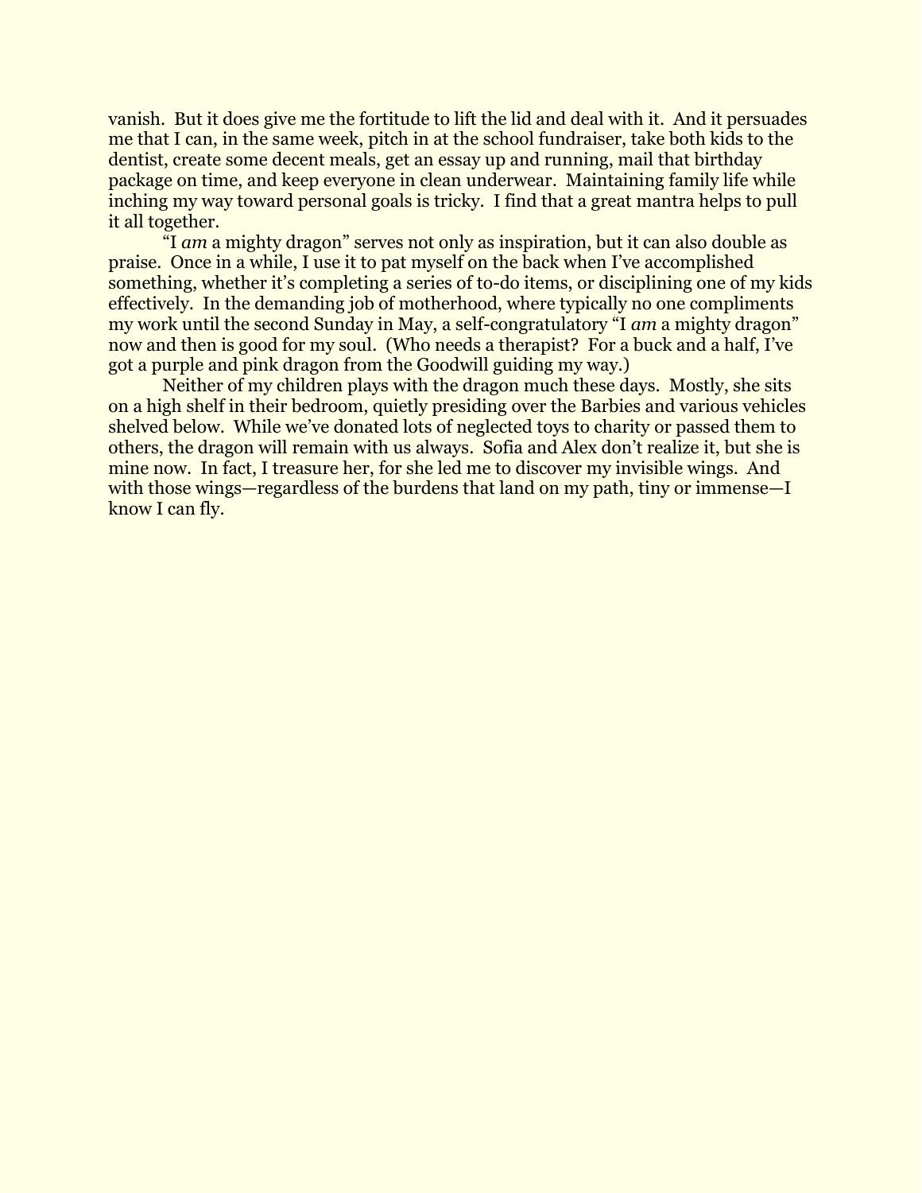vanish.  But it does give me the fortitude to lift the lid and deal with it.  And it persuades me that I can, in the same week, pitch in at the school fundraiser, take both kids to the dentist, create some decent meals, get an essay up and running, mail that birthday package on time, and keep everyone in clean underwear.  Maintaining family life while inching my way toward personal goals is tricky.  I find that a great mantra helps to pull it all together.

"I *am* a mighty dragon" serves not only as inspiration, but it can also double as praise.  Once in a while, I use it to pat myself on the back when I've accomplished something, whether it's completing a series of to-do items, or disciplining one of my kids effectively.  In the demanding job of motherhood, where typically no one compliments my work until the second Sunday in May, a self-congratulatory "I *am* a mighty dragon" now and then is good for my soul.  (Who needs a therapist?  For a buck and a half, I've got a purple and pink dragon from the Goodwill guiding my way.)

Neither of my children plays with the dragon much these days.  Mostly, she sits on a high shelf in their bedroom, quietly presiding over the Barbies and various vehicles shelved below.  While we've donated lots of neglected toys to charity or passed them to others, the dragon will remain with us always.  Sofia and Alex don't realize it, but she is mine now.  In fact, I treasure her, for she led me to discover my invisible wings.  And with those wings—regardless of the burdens that land on my path, tiny or immense—I know I can fly.